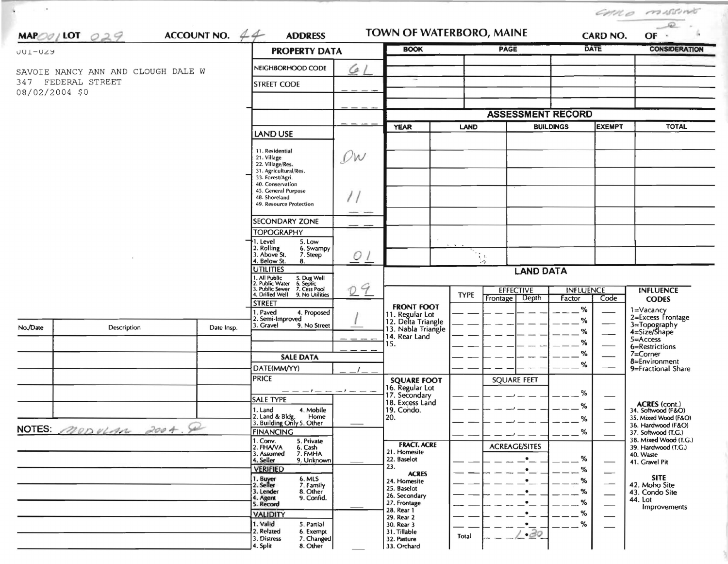*card missing*

**MAP** *001* **LOT** *029* **ACCOUNT NO.** *44* **ADDRESS** **TOWN OF WATERBORO, MAINE** **CARD NO.** **OF**

001-029

SAVOIE NANCY ANN AND CLOUGH DALE W
347 FEDERAL STREET
08/02/2004 $0

## PROPERTY DATA

| Field | Value |
|---|---|
| NEIGHBORHOOD CODE | *61* |
| STREET CODE | |
| LAND USE (11. Residential, 21. Village, 22. Village/Res., 31. Agricultural/Res., 33. Forest/Agri., 40. Conservation, 45. General Purpose, 48. Shoreland, 49. Resource Protection) | *DW* *11* |
| SECONDARY ZONE | |
| TOPOGRAPHY (1. Level, 2. Rolling, 3. Above St., 4. Below St., 5. Low, 6. Swampy, 7. Steep, 8.) | *01* |
| UTILITIES (1. All Public, 2. Public Water, 3. Public Sewer, 4. Drilled Well, 5. Dug Well, 6. Septic, 7. Cess Pool, 9. No Utilities) | *09* |
| STREET (1. Paved, 2. Semi-Improved, 3. Gravel, 4. Proposed, 9. No Street) | *1* |

## SALE DATA

| Field | Value |
|---|---|
| DATE(MM/YY) | |
| PRICE | |
| SALE TYPE (1. Land, 2. Land & Bldg., 3. Building Only, 4. Mobile Home, 5. Other) | |
| FINANCING (1. Conv., 2. FHA/VA, 3. Assumed, 4. Seller, 5. Private, 6. Cash, 7. FMHA, 9. Unknown) | |
| VERIFIED (1. Buyer, 2. Seller, 3. Lender, 4. Agent, 5. Record, 6. MLS, 7. Family, 8. Other, 9. Confid.) | |
| VALIDITY (1. Valid, 2. Related, 3. Distress, 4. Split, 5. Partial, 6. Exempt, 7. Changed, 8. Other) | |

| BOOK | PAGE | DATE | CONSIDERATION |
|---|---|---|---|
| | | | |

## ASSESSMENT RECORD

| YEAR | LAND | BUILDINGS | EXEMPT | TOTAL |
|---|---|---|---|---|
| | | | | |

## LAND DATA

| | TYPE | EFFECTIVE Frontage | EFFECTIVE Depth | INFLUENCE Factor | INFLUENCE Code |
|---|---|---|---|---|---|
| FRONT FOOT: 11. Regular Lot, 12. Delta Triangle, 13. Nabla Triangle, 14. Rear Land, 15. | | | | % | |
| SQUARE FOOT: 16. Regular Lot, 17. Secondary, 18. Excess Land, 19. Condo., 20. | | SQUARE FEET | | % | |
| FRACT. ACRE: 21. Homesite, 22. Baselot, 23. ACRES: 24. Homesite, 25. Baselot, 26. Secondary, 27. Frontage, 28. Rear 1, 29. Rear 2, 30. Rear 3, 31. Tillable, 32. Pasture, 33. Orchard | | ACREAGE/SITES | | % | |
| | Total | *1.30* | | | |

**INFLUENCE CODES**
1=Vacancy
2=Excess Frontage
3=Topography
4=Size/Shape
5=Access
6=Restrictions
7=Corner
8=Environment
9=Fractional Share

**ACRES (cont.)**
34. Softwood (F&O)
35. Mixed Wood (F&O)
36. Hardwood (F&O)
37. Softwood (T.G.)
38. Mixed Wood (T.G.)
39. Hardwood (T.G.)
40. Waste
41. Gravel Pit

**SITE**
42. Moho Site
43. Condo Site
44. Lot Improvements

| No./Date | Description | Date Insp. |
|---|---|---|
| | | |

**NOTES:** *Moduler 2004.*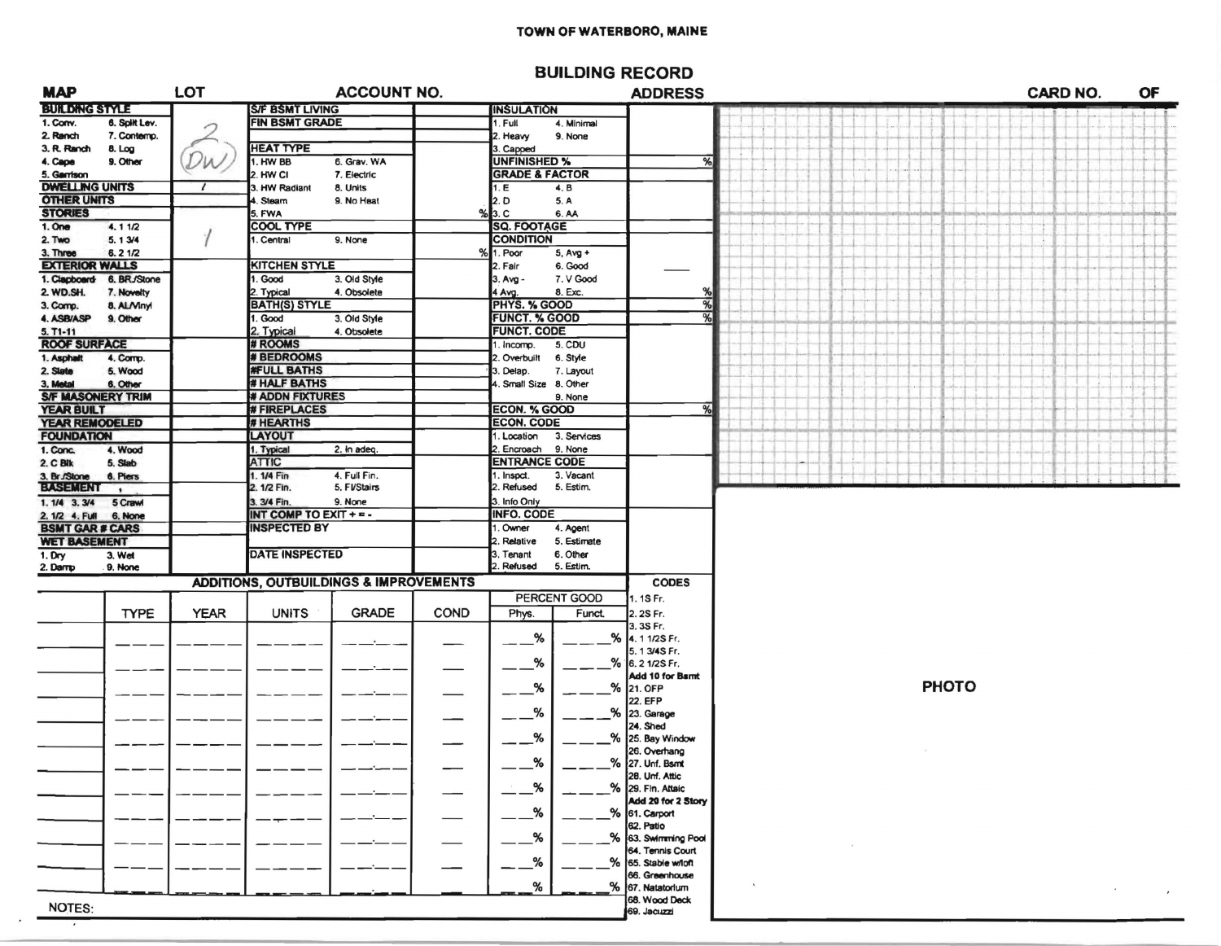**TOWN OF WATERBORO, MAINE**

## BUILDING RECORD

| MAP | LOT | ACCOUNT NO. | ADDRESS | CARD NO. | OF |
|---|---|---|---|---|---|
| | | | | | |

| | | | | | | | |
|---|---|---|---|---|---|---|---|
| **BUILDING STYLE** 1. Conv. 6. Split Lev. 2. Ranch 7. Contemp. 3. R. Ranch 8. Log 4. Cape 9. Other 5. Garrison | 2 (DW) | **S/F BSMT LIVING** | | **INSULATION** 1. Full 4. Minimal 2. Heavy 9. None 3. Capped | | | |
| **DWELLING UNITS** | 1 | **FIN BSMT GRADE** | | **UNFINISHED %** | % | | |
| **OTHER UNITS** | | **HEAT TYPE** 1. HW BB 6. Grav. WA 2. HW CI 7. Electric 3. HW Radiant 8. Units 4. Steam 9. No Heat 5. FWA | % | **GRADE & FACTOR** 1. E 4. B 2. D 5. A 3. C 6. AA | | | |
| **STORIES** 1. One 4. 1 1/2 2. Two 5. 1 3/4 3. Three 6. 2 1/2 | 1 | **COOL TYPE** 1. Central 9. None | % | **SQ. FOOTAGE** | | | |
| **EXTERIOR WALLS** 1. Clapboard 6. BR./Stone 2. WD.SH. 7. Novelty 3. Comp. 8. AL/Vinyl 4. ASB/ASP 9. Other 5. T1-11 | | **KITCHEN STYLE** 1. Good 3. Old Style 2. Typical 4. Obsolete | | **CONDITION** 1. Poor 5. Avg + 2. Fair 6. Good 3. Avg - 7. V Good 4 Avg. 8. Exc. | — | | |
| | | **BATH(S) STYLE** 1. Good 3. Old Style 2. Typical 4. Obsolete | | **PHYS. % GOOD** | % | | |
| | | | | **FUNCT. % GOOD** | % | | |
| **ROOF SURFACE** 1. Asphalt 4. Comp. 2. Slate 5. Wood 3. Metal 6. Other | | **# ROOMS** | | **FUNCT. CODE** 1. Incomp. 5. CDU 2. Overbuilt 6. Style 3. Delap. 7. Layout 4. Small Size 8. Other 9. None | | | |
| | | **# BEDROOMS** | | | | | |
| | | **#FULL BATHS** | | | | | |
| | | **# HALF BATHS** | | | | | |
| **S/F MASONERY TRIM** | | **# ADDN FIXTURES** | | | | | |
| **YEAR BUILT** | | **# FIREPLACES** | | **ECON. % GOOD** | % | | |
| **YEAR REMODELED** | | **# HEARTHS** | | **ECON. CODE** 1. Location 3. Services 2. Encroach 9. None | | | |
| **FOUNDATION** 1. Conc. 4. Wood 2. C Blk 5. Slab 3. Br./Stone 6. Piers | | **LAYOUT** 1. Typical 2. In adeq. | | | | | |
| **BASEMENT** 1. 1/4 3. 3/4 5 Crawl 2. 1/2 4. Full 6. None | | **ATTIC** 1. 1/4 Fin 4. Full Fin. 2. 1/2 Fin. 5. Fl/Stairs 3. 3/4 Fin. 9. None | | **ENTRANCE CODE** 1. Inspct. 3. Vacant 2. Refused 5. Estim. 3. Info Only | | | |
| **BSMT GAR # CARS** | | **INT COMP TO EXIT + = -** | | **INFO. CODE** 1. Owner 4. Agent 2. Relative 5. Estimate 3. Tenant 6. Other 2. Refused 5. Estim. | | | |
| **WET BASEMENT** 1. Dry 3. Wet 2. Damp 9. None | | **INSPECTED BY** | | | | | |
| | | **DATE INSPECTED** | | | | | |

### ADDITIONS, OUTBUILDINGS & IMPROVEMENTS

| | TYPE | YEAR | UNITS | GRADE | COND | PERCENT GOOD Phys. | PERCENT GOOD Funct. |
|---|---|---|---|---|---|---|---|
| | | | | | | % | % |
| | | | | | | % | % |
| | | | | | | % | % |
| | | | | | | % | % |
| | | | | | | % | % |
| | | | | | | % | % |
| | | | | | | % | % |
| | | | | | | % | % |
| | | | | | | % | % |
| | | | | | | % | % |
| | | | | | | % | % |

**CODES**
1. 1S Fr.
2. 2S Fr.
3. 3S Fr.
4. 1 1/2S Fr.
5. 1 3/4S Fr.
6. 2 1/2S Fr.

**Add 10 for Bsmt**
21. OFP
22. EFP
23. Garage
24. Shed
25. Bay Window
26. Overhang
27. Unf. Bsmt
28. Unf. Attic
29. Fin. Attaic

**Add 20 for 2 Story**
61. Carport
62. Patio
63. Swimming Pool
64. Tennis Court
65. Stable w/loft
66. Greenhouse
67. Natatorium
68. Wood Deck
69. Jacuzzi

NOTES:

PHOTO